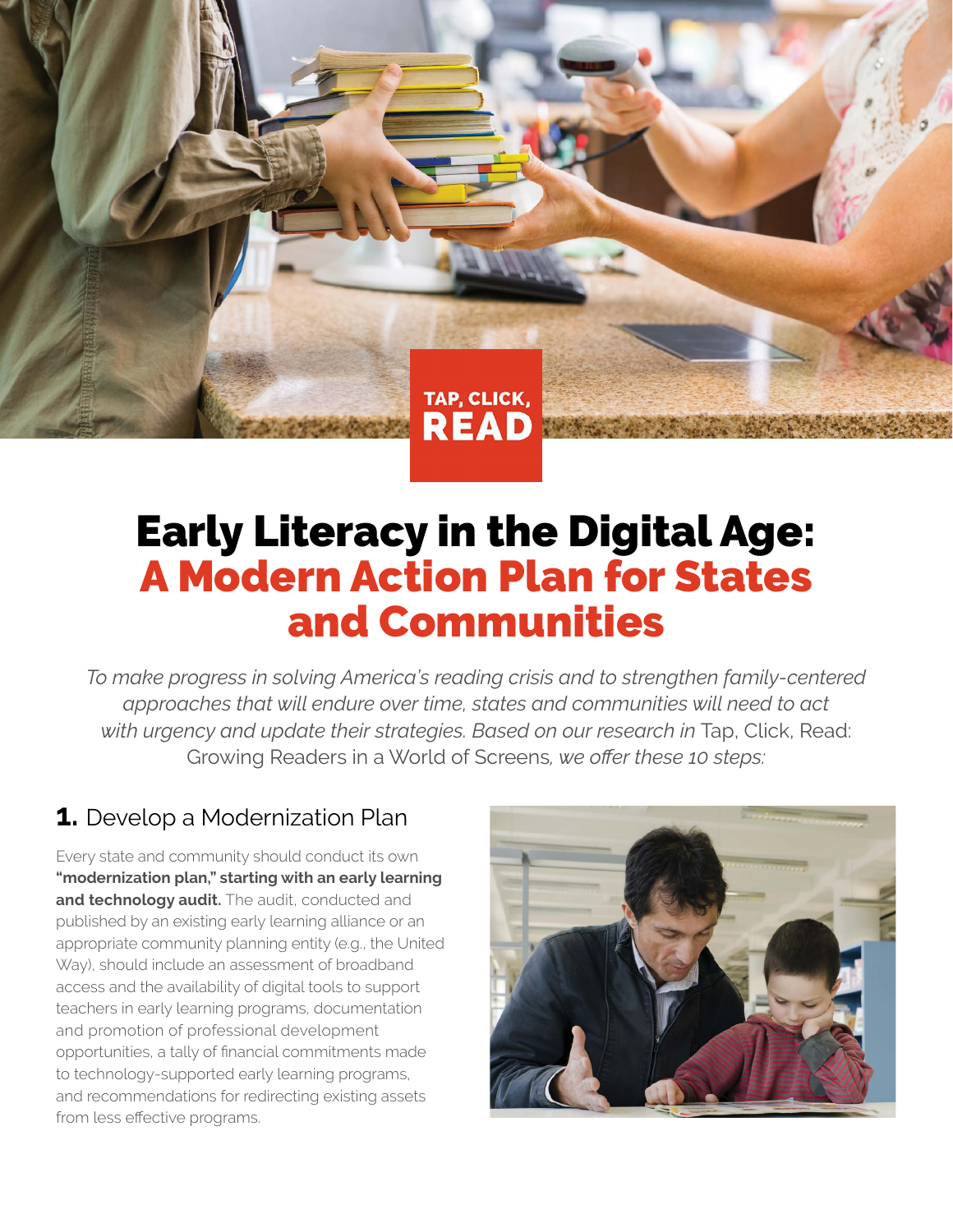TAP, CLICK, READ

# Early Literacy in the Digital Age: A Modern Action Plan for States and Communities

*To make progress in solving America's reading crisis and to strengthen family-centered approaches that will endure over time, states and communities will need to act with urgency and update their strategies. Based on our research in* Tap, Click, Read: Growing Readers in a World of Screens*, we offer these 10 steps:*

## 1. Develop a Modernization Plan

Every state and community should conduct its own **"modernization plan," starting with an early learning and technology audit.** The audit, conducted and published by an existing early learning alliance or an appropriate community planning entity (e.g., the United Way), should include an assessment of broadband access and the availability of digital tools to support teachers in early learning programs, documentation and promotion of professional development opportunities, a tally of financial commitments made to technology-supported early learning programs, and recommendations for redirecting existing assets from less effective programs.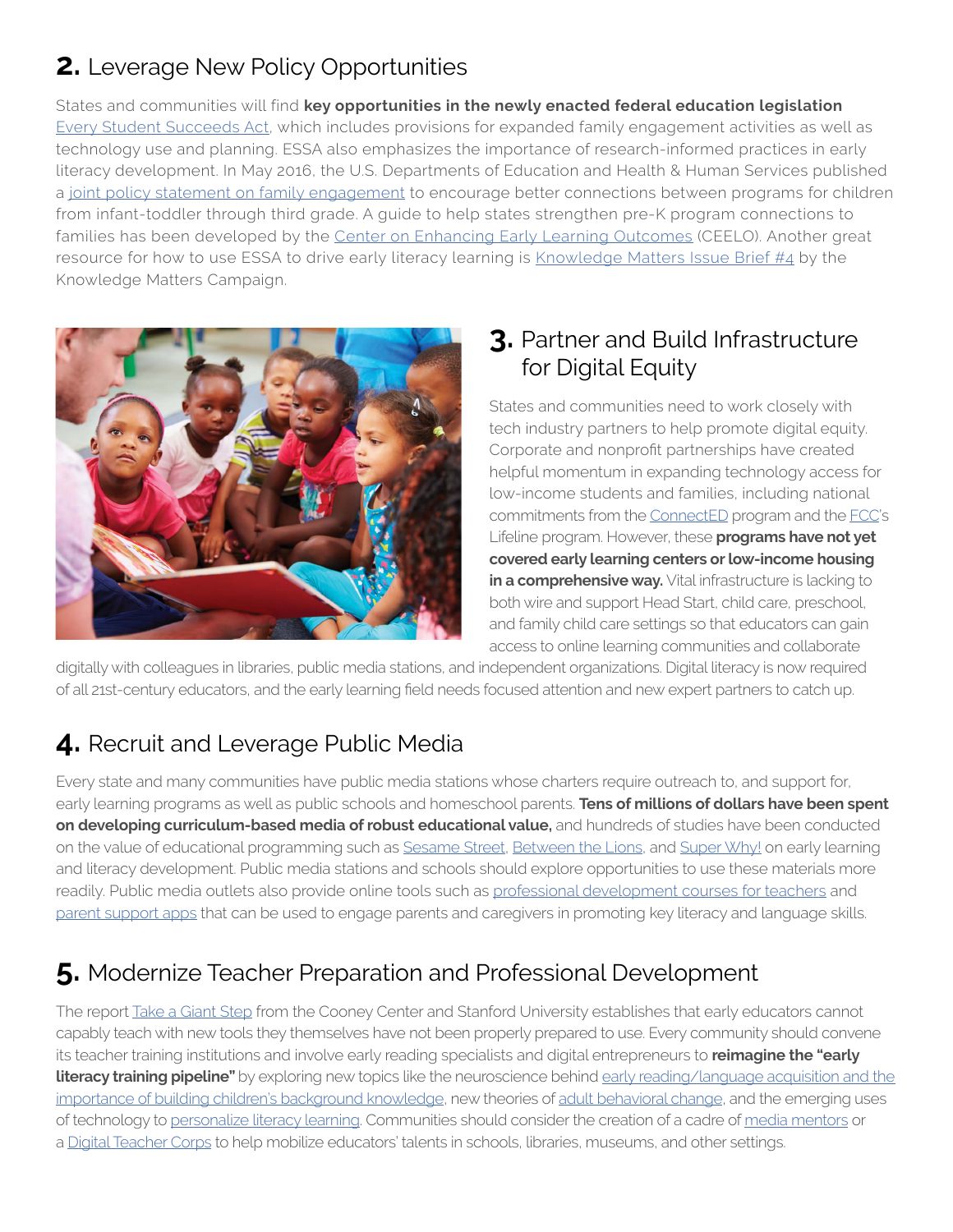## 2. Leverage New Policy Opportunities

States and communities will find **key opportunities in the newly enacted federal education legislation** Every Student Succeeds Act, which includes provisions for expanded family engagement activities as well as technology use and planning. ESSA also emphasizes the importance of research-informed practices in early literacy development. In May 2016, the U.S. Departments of Education and Health & Human Services published a joint policy statement on family engagement to encourage better connections between programs for children from infant-toddler through third grade. A guide to help states strengthen pre-K program connections to families has been developed by the Center on Enhancing Early Learning Outcomes (CEELO). Another great resource for how to use ESSA to drive early literacy learning is Knowledge Matters Issue Brief #4 by the Knowledge Matters Campaign.

## 3. Partner and Build Infrastructure for Digital Equity

States and communities need to work closely with tech industry partners to help promote digital equity. Corporate and nonprofit partnerships have created helpful momentum in expanding technology access for low-income students and families, including national commitments from the ConnectED program and the FCC's Lifeline program. However, these **programs have not yet covered early learning centers or low-income housing in a comprehensive way.** Vital infrastructure is lacking to both wire and support Head Start, child care, preschool, and family child care settings so that educators can gain access to online learning communities and collaborate digitally with colleagues in libraries, public media stations, and independent organizations. Digital literacy is now required of all 21st-century educators, and the early learning field needs focused attention and new expert partners to catch up.

## 4. Recruit and Leverage Public Media

Every state and many communities have public media stations whose charters require outreach to, and support for, early learning programs as well as public schools and homeschool parents. **Tens of millions of dollars have been spent on developing curriculum-based media of robust educational value,** and hundreds of studies have been conducted on the value of educational programming such as Sesame Street, Between the Lions, and Super Why! on early learning and literacy development. Public media stations and schools should explore opportunities to use these materials more readily. Public media outlets also provide online tools such as professional development courses for teachers and parent support apps that can be used to engage parents and caregivers in promoting key literacy and language skills.

## 5. Modernize Teacher Preparation and Professional Development

The report Take a Giant Step from the Cooney Center and Stanford University establishes that early educators cannot capably teach with new tools they themselves have not been properly prepared to use. Every community should convene its teacher training institutions and involve early reading specialists and digital entrepreneurs to **reimagine the "early literacy training pipeline"** by exploring new topics like the neuroscience behind early reading/language acquisition and the importance of building children's background knowledge, new theories of adult behavioral change, and the emerging uses of technology to personalize literacy learning. Communities should consider the creation of a cadre of media mentors or a Digital Teacher Corps to help mobilize educators' talents in schools, libraries, museums, and other settings.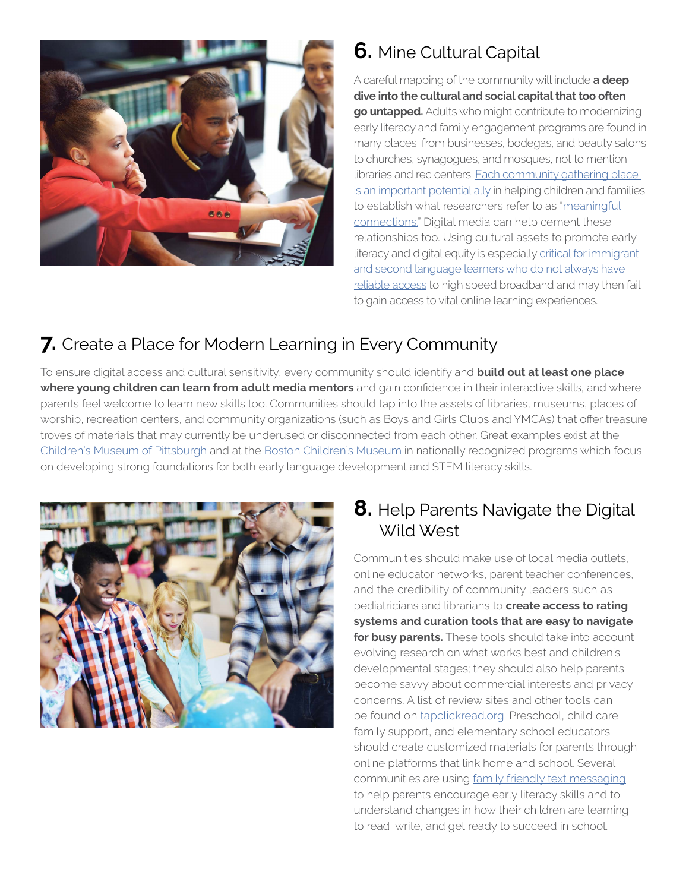## 6. Mine Cultural Capital

A careful mapping of the community will include **a deep dive into the cultural and social capital that too often go untapped.** Adults who might contribute to modernizing early literacy and family engagement programs are found in many places, from businesses, bodegas, and beauty salons to churches, synagogues, and mosques, not to mention libraries and rec centers. Each community gathering place is an important potential ally in helping children and families to establish what researchers refer to as "meaningful connections." Digital media can help cement these relationships too. Using cultural assets to promote early literacy and digital equity is especially critical for immigrant and second language learners who do not always have reliable access to high speed broadband and may then fail to gain access to vital online learning experiences.

## 7. Create a Place for Modern Learning in Every Community

To ensure digital access and cultural sensitivity, every community should identify and **build out at least one place where young children can learn from adult media mentors** and gain confidence in their interactive skills, and where parents feel welcome to learn new skills too. Communities should tap into the assets of libraries, museums, places of worship, recreation centers, and community organizations (such as Boys and Girls Clubs and YMCAs) that offer treasure troves of materials that may currently be underused or disconnected from each other. Great examples exist at the Children's Museum of Pittsburgh and at the Boston Children's Museum in nationally recognized programs which focus on developing strong foundations for both early language development and STEM literacy skills.

## 8. Help Parents Navigate the Digital Wild West

Communities should make use of local media outlets, online educator networks, parent teacher conferences, and the credibility of community leaders such as pediatricians and librarians to **create access to rating systems and curation tools that are easy to navigate for busy parents.** These tools should take into account evolving research on what works best and children's developmental stages; they should also help parents become savvy about commercial interests and privacy concerns. A list of review sites and other tools can be found on tapclickread.org. Preschool, child care, family support, and elementary school educators should create customized materials for parents through online platforms that link home and school. Several communities are using family friendly text messaging to help parents encourage early literacy skills and to understand changes in how their children are learning to read, write, and get ready to succeed in school.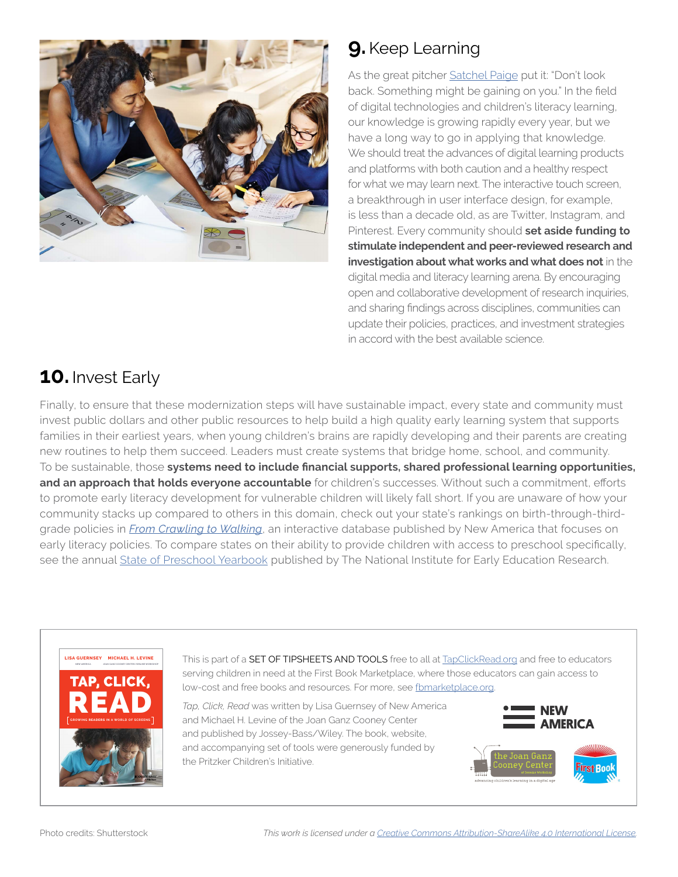## 9. Keep Learning

As the great pitcher Satchel Paige put it: "Don't look back. Something might be gaining on you." In the field of digital technologies and children's literacy learning, our knowledge is growing rapidly every year, but we have a long way to go in applying that knowledge. We should treat the advances of digital learning products and platforms with both caution and a healthy respect for what we may learn next. The interactive touch screen, a breakthrough in user interface design, for example, is less than a decade old, as are Twitter, Instagram, and Pinterest. Every community should **set aside funding to stimulate independent and peer-reviewed research and investigation about what works and what does not** in the digital media and literacy learning arena. By encouraging open and collaborative development of research inquiries, and sharing findings across disciplines, communities can update their policies, practices, and investment strategies in accord with the best available science.

## 10. Invest Early

Finally, to ensure that these modernization steps will have sustainable impact, every state and community must invest public dollars and other public resources to help build a high quality early learning system that supports families in their earliest years, when young children's brains are rapidly developing and their parents are creating new routines to help them succeed. Leaders must create systems that bridge home, school, and community. To be sustainable, those **systems need to include financial supports, shared professional learning opportunities, and an approach that holds everyone accountable** for children's successes. Without such a commitment, efforts to promote early literacy development for vulnerable children will likely fall short. If you are unaware of how your community stacks up compared to others in this domain, check out your state's rankings on birth-through-third-grade policies in *From Crawling to Walking*, an interactive database published by New America that focuses on early literacy policies. To compare states on their ability to provide children with access to preschool specifically, see the annual State of Preschool Yearbook published by The National Institute for Early Education Research.

This is part of a SET OF TIPSHEETS AND TOOLS free to all at TapClickRead.org and free to educators serving children in need at the First Book Marketplace, where those educators can gain access to low-cost and free books and resources. For more, see fbmarketplace.org.

*Tap, Click, Read* was written by Lisa Guernsey of New America and Michael H. Levine of the Joan Ganz Cooney Center and published by Jossey-Bass/Wiley. The book, website, and accompanying set of tools were generously funded by the Pritzker Children's Initiative.

Photo credits: Shutterstock

*This work is licensed under a Creative Commons Attribution-ShareAlike 4.0 International License.*